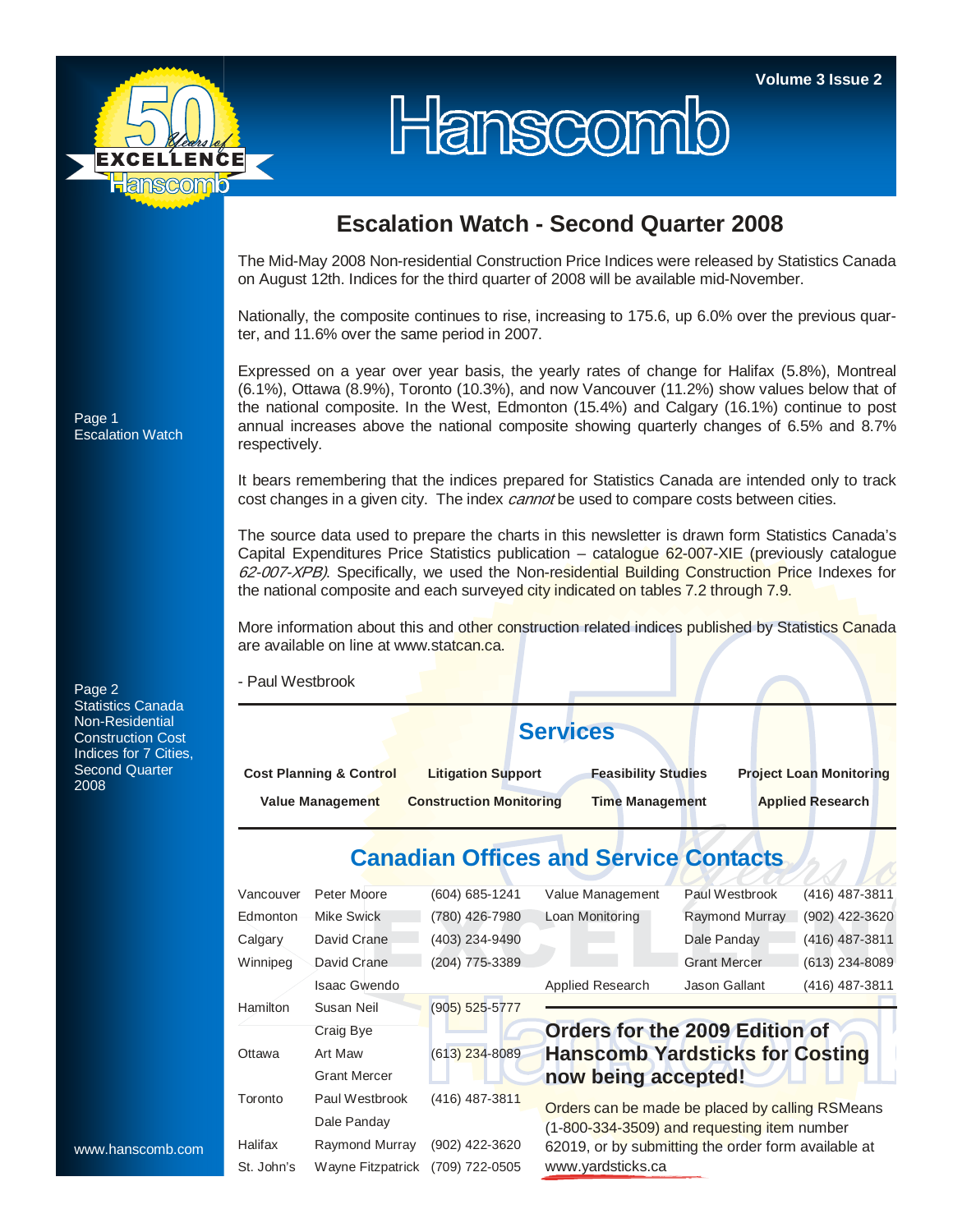# Hanscomb

Volume 3 Issue 2

Page 1
Escalation Watch

Page 2
Statistics Canada Non-Residential Construction Cost Indices for 7 Cities, Second Quarter 2008

## Escalation Watch - Second Quarter 2008

The Mid-May 2008 Non-residential Construction Price Indices were released by Statistics Canada on August 12th. Indices for the third quarter of 2008 will be available mid-November.

Nationally, the composite continues to rise, increasing to 175.6, up 6.0% over the previous quarter, and 11.6% over the same period in 2007.

Expressed on a year over year basis, the yearly rates of change for Halifax (5.8%), Montreal (6.1%), Ottawa (8.9%), Toronto (10.3%), and now Vancouver (11.2%) show values below that of the national composite. In the West, Edmonton (15.4%) and Calgary (16.1%) continue to post annual increases above the national composite showing quarterly changes of 6.5% and 8.7% respectively.

It bears remembering that the indices prepared for Statistics Canada are intended only to track cost changes in a given city. The index *cannot* be used to compare costs between cities.

The source data used to prepare the charts in this newsletter is drawn form Statistics Canada's Capital Expenditures Price Statistics publication – catalogue 62-007-XIE (previously catalogue *62-007-XPB)*. Specifically, we used the Non-residential Building Construction Price Indexes for the national composite and each surveyed city indicated on tables 7.2 through 7.9.

More information about this and other construction related indices published by Statistics Canada are available on line at www.statcan.ca.

- Paul Westbrook

## Services

| | | | |
|---|---|---|---|
| **Cost Planning & Control** | **Litigation Support** | **Feasibility Studies** | **Project Loan Monitoring** |
| **Value Management** | **Construction Monitoring** | **Time Management** | **Applied Research** |

## Canadian Offices and Service Contacts

| City | Contact | Phone |
|---|---|---|
| Vancouver | Peter Moore | (604) 685-1241 |
| Edmonton | Mike Swick | (780) 426-7980 |
| Calgary | David Crane | (403) 234-9490 |
| Winnipeg | David Crane | (204) 775-3389 |
| | Isaac Gwendo | |
| Hamilton | Susan Neil | (905) 525-5777 |
| | Craig Bye | |
| Ottawa | Art Maw | (613) 234-8089 |
| | Grant Mercer | |
| Toronto | Paul Westbrook | (416) 487-3811 |
| | Dale Panday | |
| Halifax | Raymond Murray | (902) 422-3620 |
| St. John's | Wayne Fitzpatrick | (709) 722-0505 |

| Service | Contact | Phone |
|---|---|---|
| Value Management | Paul Westbrook | (416) 487-3811 |
| Loan Monitoring | Raymond Murray | (902) 422-3620 |
| | Dale Panday | (416) 487-3811 |
| | Grant Mercer | (613) 234-8089 |
| Applied Research | Jason Gallant | (416) 487-3811 |

### Orders for the 2009 Edition of Hanscomb Yardsticks for Costing now being accepted!

Orders can be made be placed by calling RSMeans (1-800-334-3509) and requesting item number 62019, or by submitting the order form available at www.yardsticks.ca

www.hanscomb.com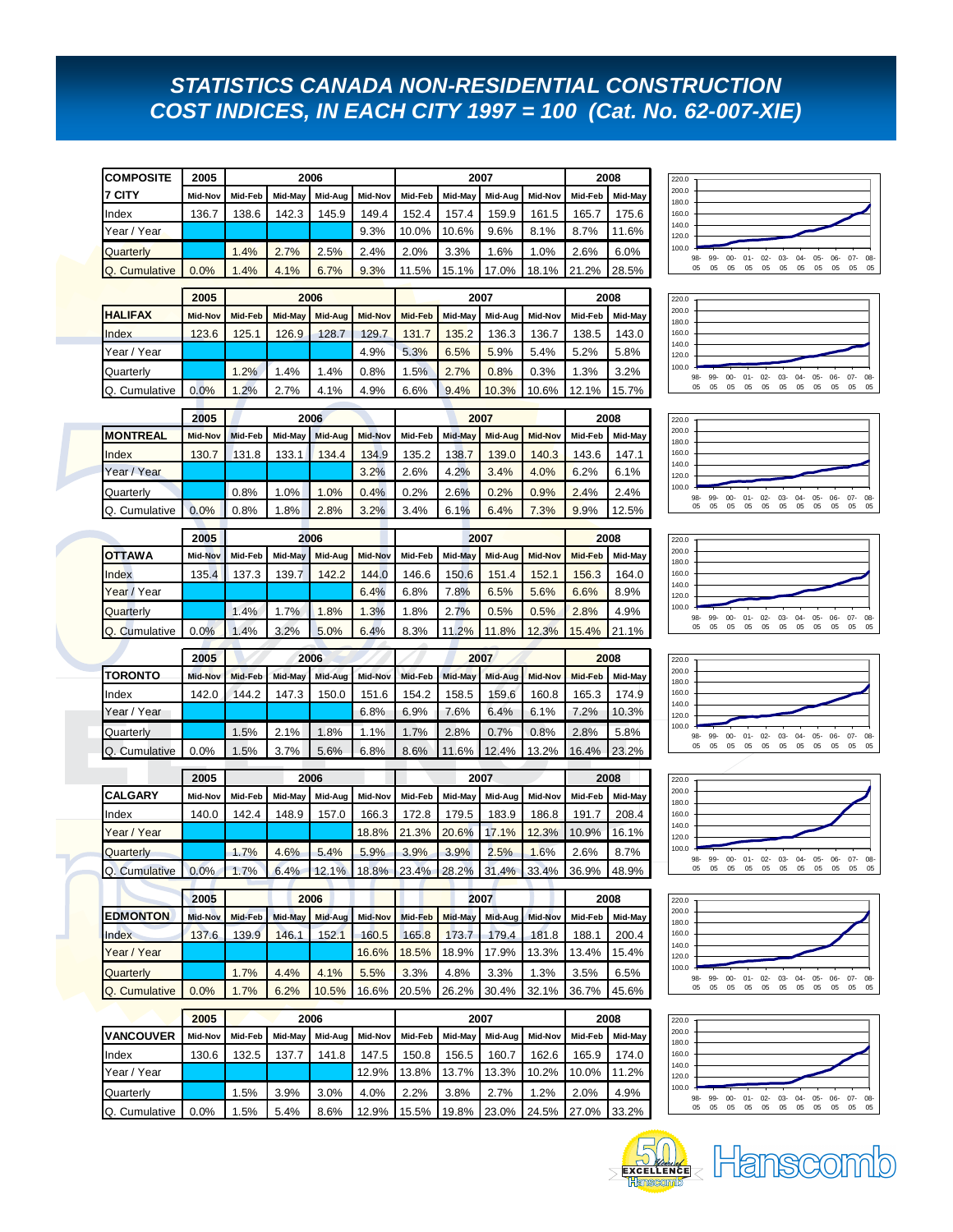# STATISTICS CANADA NON-RESIDENTIAL CONSTRUCTION COST INDICES, IN EACH CITY 1997 = 100 (Cat. No. 62-007-XIE)

| COMPOSITE | 2005 | 2006 | | | | 2007 | | | | 2008 | |
|---|---|---|---|---|---|---|---|---|---|---|---|
| 7 CITY | Mid-Nov | Mid-Feb | Mid-May | Mid-Aug | Mid-Nov | Mid-Feb | Mid-May | Mid-Aug | Mid-Nov | Mid-Feb | Mid-May |
| Index | 136.7 | 138.6 | 142.3 | 145.9 | 149.4 | 152.4 | 157.4 | 159.9 | 161.5 | 165.7 | 175.6 |
| Year / Year | | | | | 9.3% | 10.0% | 10.6% | 9.6% | 8.1% | 8.7% | 11.6% |
| Quarterly | | 1.4% | 2.7% | 2.5% | 2.4% | 2.0% | 3.3% | 1.6% | 1.0% | 2.6% | 6.0% |
| Q. Cumulative | 0.0% | 1.4% | 4.1% | 6.7% | 9.3% | 11.5% | 15.1% | 17.0% | 18.1% | 21.2% | 28.5% |

220.0
200.0
180.0
160.0
140.0
120.0
100.0
98-05 99-05 00-05 01-05 02-05 03-05 04-05 05-05 06-05 07-05 08-05

| HALIFAX | 2005 | 2006 | | | | 2007 | | | | 2008 | |
|---|---|---|---|---|---|---|---|---|---|---|---|
| | Mid-Nov | Mid-Feb | Mid-May | Mid-Aug | Mid-Nov | Mid-Feb | Mid-May | Mid-Aug | Mid-Nov | Mid-Feb | Mid-May |
| Index | 123.6 | 125.1 | 126.9 | 128.7 | 129.7 | 131.7 | 135.2 | 136.3 | 136.7 | 138.5 | 143.0 |
| Year / Year | | | | | 4.9% | 5.3% | 6.5% | 5.9% | 5.4% | 5.2% | 5.8% |
| Quarterly | | 1.2% | 1.4% | 1.4% | 0.8% | 1.5% | 2.7% | 0.8% | 0.3% | 1.3% | 3.2% |
| Q. Cumulative | 0.0% | 1.2% | 2.7% | 4.1% | 4.9% | 6.6% | 9.4% | 10.3% | 10.6% | 12.1% | 15.7% |

220.0
200.0
180.0
160.0
140.0
120.0
100.0
98-05 99-05 00-05 01-05 02-05 03-05 04-05 05-05 06-05 07-05 08-05

| MONTREAL | 2005 | 2006 | | | | 2007 | | | | 2008 | |
|---|---|---|---|---|---|---|---|---|---|---|---|
| | Mid-Nov | Mid-Feb | Mid-May | Mid-Aug | Mid-Nov | Mid-Feb | Mid-May | Mid-Aug | Mid-Nov | Mid-Feb | Mid-May |
| Index | 130.7 | 131.8 | 133.1 | 134.4 | 134.9 | 135.2 | 138.7 | 139.0 | 140.3 | 143.6 | 147.1 |
| Year / Year | | | | | 3.2% | 2.6% | 4.2% | 3.4% | 4.0% | 6.2% | 6.1% |
| Quarterly | | 0.8% | 1.0% | 1.0% | 0.4% | 0.2% | 2.6% | 0.2% | 0.9% | 2.4% | 2.4% |
| Q. Cumulative | 0.0% | 0.8% | 1.8% | 2.8% | 3.2% | 3.4% | 6.1% | 6.4% | 7.3% | 9.9% | 12.5% |

220.0
200.0
180.0
160.0
140.0
120.0
100.0
98-05 99-05 00-05 01-05 02-05 03-05 04-05 05-05 06-05 07-05 08-05

| OTTAWA | 2005 | 2006 | | | | 2007 | | | | 2008 | |
|---|---|---|---|---|---|---|---|---|---|---|---|
| | Mid-Nov | Mid-Feb | Mid-May | Mid-Aug | Mid-Nov | Mid-Feb | Mid-May | Mid-Aug | Mid-Nov | Mid-Feb | Mid-May |
| Index | 135.4 | 137.3 | 139.7 | 142.2 | 144.0 | 146.6 | 150.6 | 151.4 | 152.1 | 156.3 | 164.0 |
| Year / Year | | | | | 6.4% | 6.8% | 7.8% | 6.5% | 5.6% | 6.6% | 8.9% |
| Quarterly | | 1.4% | 1.7% | 1.8% | 1.3% | 1.8% | 2.7% | 0.5% | 0.5% | 2.8% | 4.9% |
| Q. Cumulative | 0.0% | 1.4% | 3.2% | 5.0% | 6.4% | 8.3% | 11.2% | 11.8% | 12.3% | 15.4% | 21.1% |

220.0
200.0
180.0
160.0
140.0
120.0
100.0
98-05 99-05 00-05 01-05 02-05 03-05 04-05 05-05 06-05 07-05 08-05

| TORONTO | 2005 | 2006 | | | | 2007 | | | | 2008 | |
|---|---|---|---|---|---|---|---|---|---|---|---|
| | Mid-Nov | Mid-Feb | Mid-May | Mid-Aug | Mid-Nov | Mid-Feb | Mid-May | Mid-Aug | Mid-Nov | Mid-Feb | Mid-May |
| Index | 142.0 | 144.2 | 147.3 | 150.0 | 151.6 | 154.2 | 158.5 | 159.6 | 160.8 | 165.3 | 174.9 |
| Year / Year | | | | | 6.8% | 6.9% | 7.6% | 6.4% | 6.1% | 7.2% | 10.3% |
| Quarterly | | 1.5% | 2.1% | 1.8% | 1.1% | 1.7% | 2.8% | 0.7% | 0.8% | 2.8% | 5.8% |
| Q. Cumulative | 0.0% | 1.5% | 3.7% | 5.6% | 6.8% | 8.6% | 11.6% | 12.4% | 13.2% | 16.4% | 23.2% |

220.0
200.0
180.0
160.0
140.0
120.0
100.0
98-05 99-05 00-05 01-05 02-05 03-05 04-05 05-05 06-05 07-05 08-05

| CALGARY | 2005 | 2006 | | | | 2007 | | | | 2008 | |
|---|---|---|---|---|---|---|---|---|---|---|---|
| | Mid-Nov | Mid-Feb | Mid-May | Mid-Aug | Mid-Nov | Mid-Feb | Mid-May | Mid-Aug | Mid-Nov | Mid-Feb | Mid-May |
| Index | 140.0 | 142.4 | 148.9 | 157.0 | 166.3 | 172.8 | 179.5 | 183.9 | 186.8 | 191.7 | 208.4 |
| Year / Year | | | | | 18.8% | 21.3% | 20.6% | 17.1% | 12.3% | 10.9% | 16.1% |
| Quarterly | | 1.7% | 4.6% | 5.4% | 5.9% | 3.9% | 3.9% | 2.5% | 1.6% | 2.6% | 8.7% |
| Q. Cumulative | 0.0% | 1.7% | 6.4% | 12.1% | 18.8% | 23.4% | 28.2% | 31.4% | 33.4% | 36.9% | 48.9% |

220.0
200.0
180.0
160.0
140.0
120.0
100.0
98-05 99-05 00-05 01-05 02-05 03-05 04-05 05-05 06-05 07-05 08-05

| EDMONTON | 2005 | 2006 | | | | 2007 | | | | 2008 | |
|---|---|---|---|---|---|---|---|---|---|---|---|
| | Mid-Nov | Mid-Feb | Mid-May | Mid-Aug | Mid-Nov | Mid-Feb | Mid-May | Mid-Aug | Mid-Nov | Mid-Feb | Mid-May |
| Index | 137.6 | 139.9 | 146.1 | 152.1 | 160.5 | 165.8 | 173.7 | 179.4 | 181.8 | 188.1 | 200.4 |
| Year / Year | | | | | 16.6% | 18.5% | 18.9% | 17.9% | 13.3% | 13.4% | 15.4% |
| Quarterly | | 1.7% | 4.4% | 4.1% | 5.5% | 3.3% | 4.8% | 3.3% | 1.3% | 3.5% | 6.5% |
| Q. Cumulative | 0.0% | 1.7% | 6.2% | 10.5% | 16.6% | 20.5% | 26.2% | 30.4% | 32.1% | 36.7% | 45.6% |

220.0
200.0
180.0
160.0
140.0
120.0
100.0
98-05 99-05 00-05 01-05 02-05 03-05 04-05 05-05 06-05 07-05 08-05

| VANCOUVER | 2005 | 2006 | | | | 2007 | | | | 2008 | |
|---|---|---|---|---|---|---|---|---|---|---|---|
| | Mid-Nov | Mid-Feb | Mid-May | Mid-Aug | Mid-Nov | Mid-Feb | Mid-May | Mid-Aug | Mid-Nov | Mid-Feb | Mid-May |
| Index | 130.6 | 132.5 | 137.7 | 141.8 | 147.5 | 150.8 | 156.5 | 160.7 | 162.6 | 165.9 | 174.0 |
| Year / Year | | | | | 12.9% | 13.8% | 13.7% | 13.3% | 10.2% | 10.0% | 11.2% |
| Quarterly | | 1.5% | 3.9% | 3.0% | 4.0% | 2.2% | 3.8% | 2.7% | 1.2% | 2.0% | 4.9% |
| Q. Cumulative | 0.0% | 1.5% | 5.4% | 8.6% | 12.9% | 15.5% | 19.8% | 23.0% | 24.5% | 27.0% | 33.2% |

220.0
200.0
180.0
160.0
140.0
120.0
100.0
98-05 99-05 00-05 01-05 02-05 03-05 04-05 05-05 06-05 07-05 08-05

50 Years of Excellence Hanscomb

Hanscomb